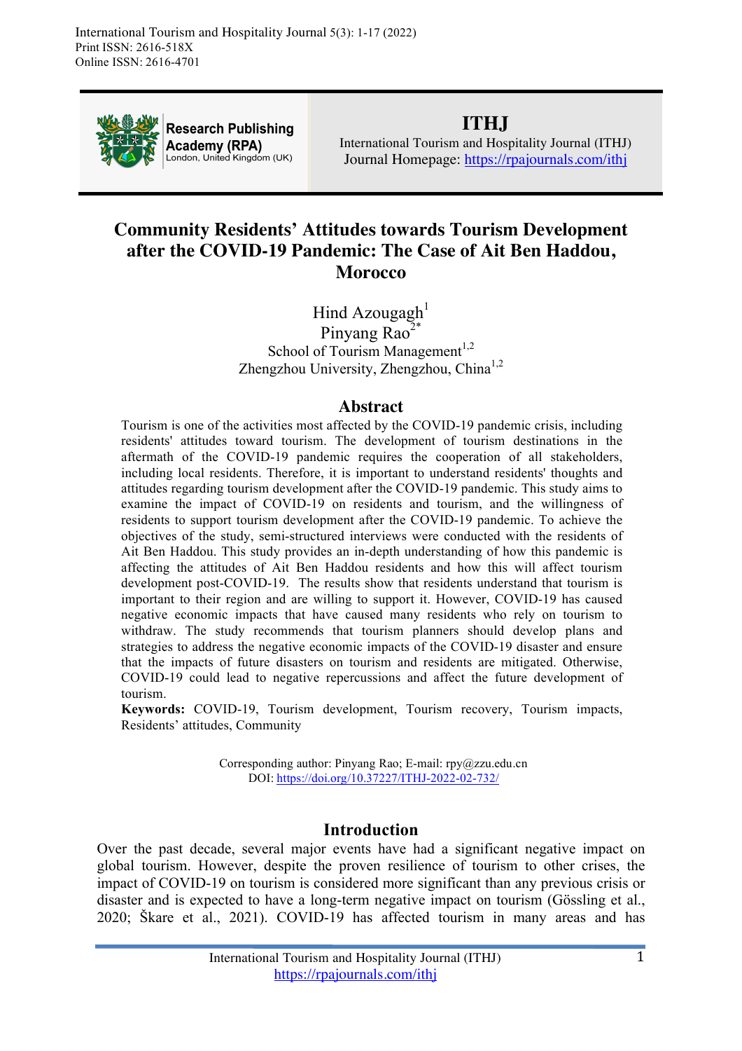International Tourism and Hospitality Journal 5(3): 1-17 (2022)
Print ISSN: 2616-518X
Online ISSN: 2616-4701

Research Publishing Academy (RPA)
London, United Kingdom (UK)

**ITHJ**
International Tourism and Hospitality Journal (ITHJ)
Journal Homepage: https://rpajournals.com/ithj

# Community Residents' Attitudes towards Tourism Development after the COVID-19 Pandemic: The Case of Ait Ben Haddou, Morocco

Hind Azougagh[1]
Pinyang Rao[2*]
School of Tourism Management[1,2]
Zhengzhou University, Zhengzhou, China[1,2]

## Abstract

Tourism is one of the activities most affected by the COVID-19 pandemic crisis, including residents' attitudes toward tourism. The development of tourism destinations in the aftermath of the COVID-19 pandemic requires the cooperation of all stakeholders, including local residents. Therefore, it is important to understand residents' thoughts and attitudes regarding tourism development after the COVID-19 pandemic. This study aims to examine the impact of COVID-19 on residents and tourism, and the willingness of residents to support tourism development after the COVID-19 pandemic. To achieve the objectives of the study, semi-structured interviews were conducted with the residents of Ait Ben Haddou. This study provides an in-depth understanding of how this pandemic is affecting the attitudes of Ait Ben Haddou residents and how this will affect tourism development post-COVID-19. The results show that residents understand that tourism is important to their region and are willing to support it. However, COVID-19 has caused negative economic impacts that have caused many residents who rely on tourism to withdraw. The study recommends that tourism planners should develop plans and strategies to address the negative economic impacts of the COVID-19 disaster and ensure that the impacts of future disasters on tourism and residents are mitigated. Otherwise, COVID-19 could lead to negative repercussions and affect the future development of tourism.

**Keywords:** COVID-19, Tourism development, Tourism recovery, Tourism impacts, Residents' attitudes, Community

Corresponding author: Pinyang Rao; E-mail: rpy@zzu.edu.cn
DOI: https://doi.org/10.37227/ITHJ-2022-02-732/

## Introduction

Over the past decade, several major events have had a significant negative impact on global tourism. However, despite the proven resilience of tourism to other crises, the impact of COVID-19 on tourism is considered more significant than any previous crisis or disaster and is expected to have a long-term negative impact on tourism (Gössling et al., 2020; Škare et al., 2021). COVID-19 has affected tourism in many areas and has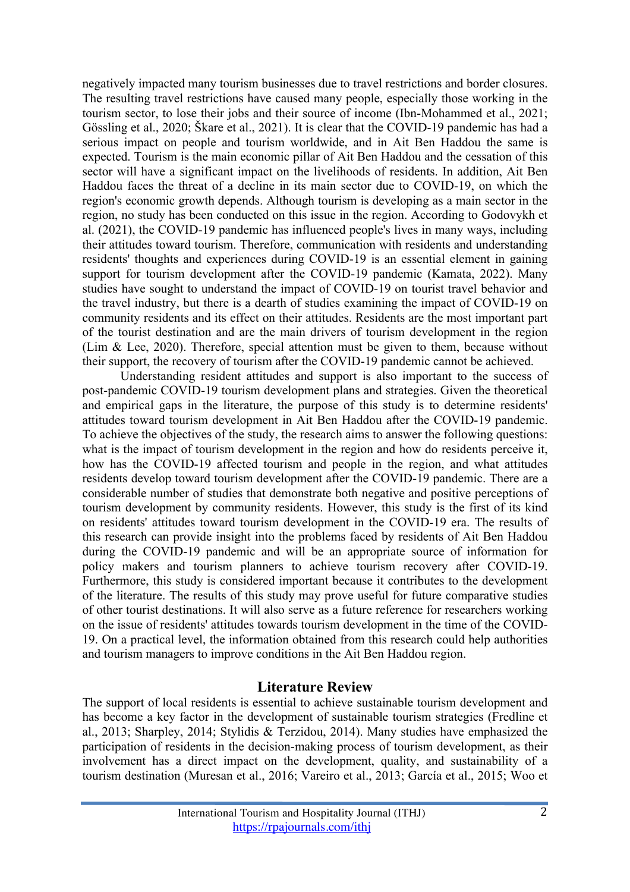negatively impacted many tourism businesses due to travel restrictions and border closures. The resulting travel restrictions have caused many people, especially those working in the tourism sector, to lose their jobs and their source of income (Ibn-Mohammed et al., 2021; Gössling et al., 2020; Škare et al., 2021). It is clear that the COVID-19 pandemic has had a serious impact on people and tourism worldwide, and in Ait Ben Haddou the same is expected. Tourism is the main economic pillar of Ait Ben Haddou and the cessation of this sector will have a significant impact on the livelihoods of residents. In addition, Ait Ben Haddou faces the threat of a decline in its main sector due to COVID-19, on which the region's economic growth depends. Although tourism is developing as a main sector in the region, no study has been conducted on this issue in the region. According to Godovykh et al. (2021), the COVID-19 pandemic has influenced people's lives in many ways, including their attitudes toward tourism. Therefore, communication with residents and understanding residents' thoughts and experiences during COVID-19 is an essential element in gaining support for tourism development after the COVID-19 pandemic (Kamata, 2022). Many studies have sought to understand the impact of COVID-19 on tourist travel behavior and the travel industry, but there is a dearth of studies examining the impact of COVID-19 on community residents and its effect on their attitudes. Residents are the most important part of the tourist destination and are the main drivers of tourism development in the region (Lim & Lee, 2020). Therefore, special attention must be given to them, because without their support, the recovery of tourism after the COVID-19 pandemic cannot be achieved.

Understanding resident attitudes and support is also important to the success of post-pandemic COVID-19 tourism development plans and strategies. Given the theoretical and empirical gaps in the literature, the purpose of this study is to determine residents' attitudes toward tourism development in Ait Ben Haddou after the COVID-19 pandemic. To achieve the objectives of the study, the research aims to answer the following questions: what is the impact of tourism development in the region and how do residents perceive it, how has the COVID-19 affected tourism and people in the region, and what attitudes residents develop toward tourism development after the COVID-19 pandemic. There are a considerable number of studies that demonstrate both negative and positive perceptions of tourism development by community residents. However, this study is the first of its kind on residents' attitudes toward tourism development in the COVID-19 era. The results of this research can provide insight into the problems faced by residents of Ait Ben Haddou during the COVID-19 pandemic and will be an appropriate source of information for policy makers and tourism planners to achieve tourism recovery after COVID-19. Furthermore, this study is considered important because it contributes to the development of the literature. The results of this study may prove useful for future comparative studies of other tourist destinations. It will also serve as a future reference for researchers working on the issue of residents' attitudes towards tourism development in the time of the COVID-19. On a practical level, the information obtained from this research could help authorities and tourism managers to improve conditions in the Ait Ben Haddou region.

## Literature Review

The support of local residents is essential to achieve sustainable tourism development and has become a key factor in the development of sustainable tourism strategies (Fredline et al., 2013; Sharpley, 2014; Stylidis & Terzidou, 2014). Many studies have emphasized the participation of residents in the decision-making process of tourism development, as their involvement has a direct impact on the development, quality, and sustainability of a tourism destination (Muresan et al., 2016; Vareiro et al., 2013; García et al., 2015; Woo et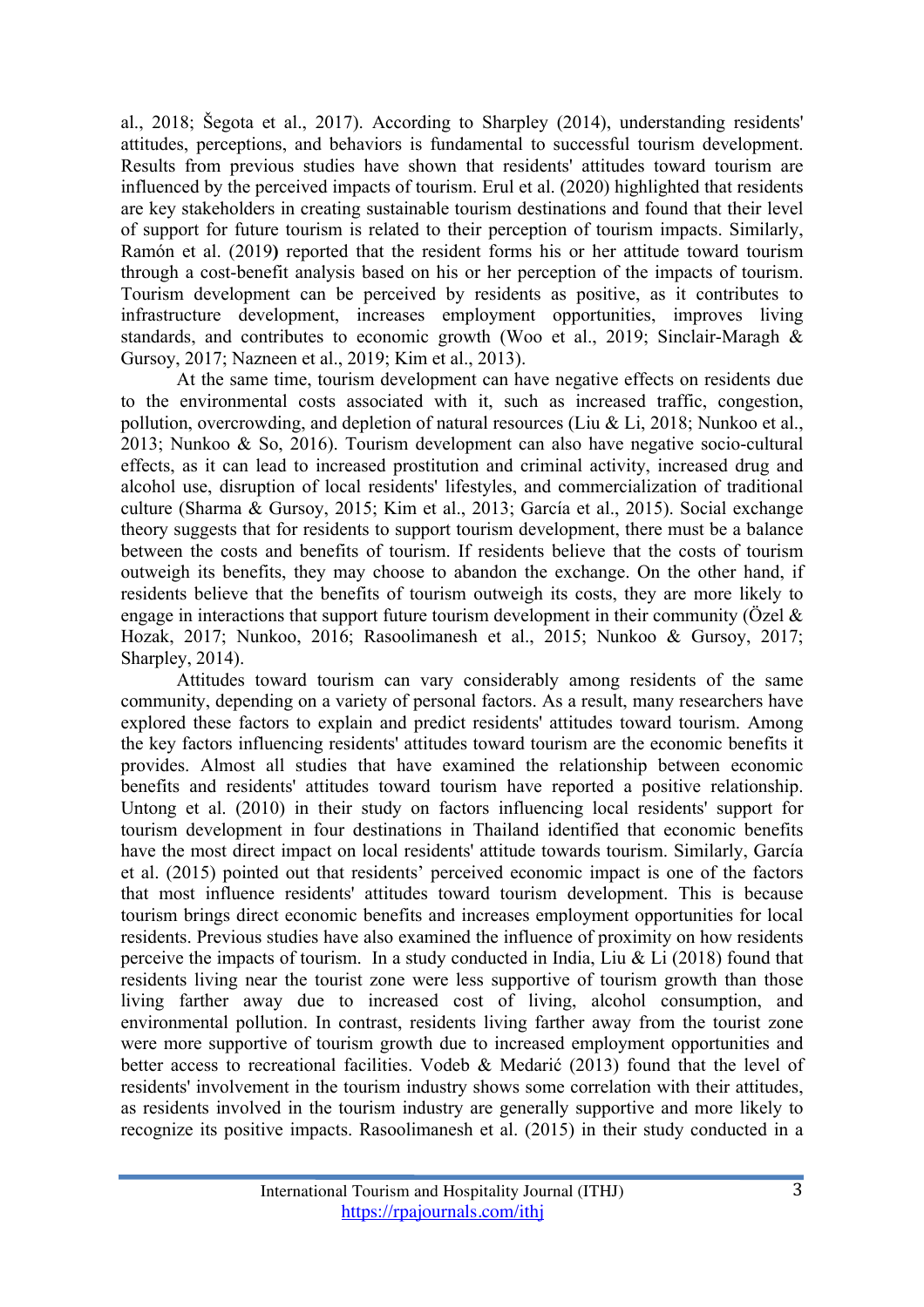al., 2018; Šegota et al., 2017). According to Sharpley (2014), understanding residents' attitudes, perceptions, and behaviors is fundamental to successful tourism development. Results from previous studies have shown that residents' attitudes toward tourism are influenced by the perceived impacts of tourism. Erul et al. (2020) highlighted that residents are key stakeholders in creating sustainable tourism destinations and found that their level of support for future tourism is related to their perception of tourism impacts. Similarly, Ramón et al. (2019**)** reported that the resident forms his or her attitude toward tourism through a cost-benefit analysis based on his or her perception of the impacts of tourism. Tourism development can be perceived by residents as positive, as it contributes to infrastructure development, increases employment opportunities, improves living standards, and contributes to economic growth (Woo et al., 2019; Sinclair-Maragh & Gursoy, 2017; Nazneen et al., 2019; Kim et al., 2013).

At the same time, tourism development can have negative effects on residents due to the environmental costs associated with it, such as increased traffic, congestion, pollution, overcrowding, and depletion of natural resources (Liu & Li, 2018; Nunkoo et al., 2013; Nunkoo & So, 2016). Tourism development can also have negative socio-cultural effects, as it can lead to increased prostitution and criminal activity, increased drug and alcohol use, disruption of local residents' lifestyles, and commercialization of traditional culture (Sharma & Gursoy, 2015; Kim et al., 2013; García et al., 2015). Social exchange theory suggests that for residents to support tourism development, there must be a balance between the costs and benefits of tourism. If residents believe that the costs of tourism outweigh its benefits, they may choose to abandon the exchange. On the other hand, if residents believe that the benefits of tourism outweigh its costs, they are more likely to engage in interactions that support future tourism development in their community (Özel & Hozak, 2017; Nunkoo, 2016; Rasoolimanesh et al., 2015; Nunkoo & Gursoy, 2017; Sharpley, 2014).

Attitudes toward tourism can vary considerably among residents of the same community, depending on a variety of personal factors. As a result, many researchers have explored these factors to explain and predict residents' attitudes toward tourism. Among the key factors influencing residents' attitudes toward tourism are the economic benefits it provides. Almost all studies that have examined the relationship between economic benefits and residents' attitudes toward tourism have reported a positive relationship. Untong et al. (2010) in their study on factors influencing local residents' support for tourism development in four destinations in Thailand identified that economic benefits have the most direct impact on local residents' attitude towards tourism. Similarly, García et al. (2015) pointed out that residents' perceived economic impact is one of the factors that most influence residents' attitudes toward tourism development. This is because tourism brings direct economic benefits and increases employment opportunities for local residents. Previous studies have also examined the influence of proximity on how residents perceive the impacts of tourism. In a study conducted in India, Liu & Li (2018) found that residents living near the tourist zone were less supportive of tourism growth than those living farther away due to increased cost of living, alcohol consumption, and environmental pollution. In contrast, residents living farther away from the tourist zone were more supportive of tourism growth due to increased employment opportunities and better access to recreational facilities. Vodeb & Medarić (2013) found that the level of residents' involvement in the tourism industry shows some correlation with their attitudes, as residents involved in the tourism industry are generally supportive and more likely to recognize its positive impacts. Rasoolimanesh et al. (2015) in their study conducted in a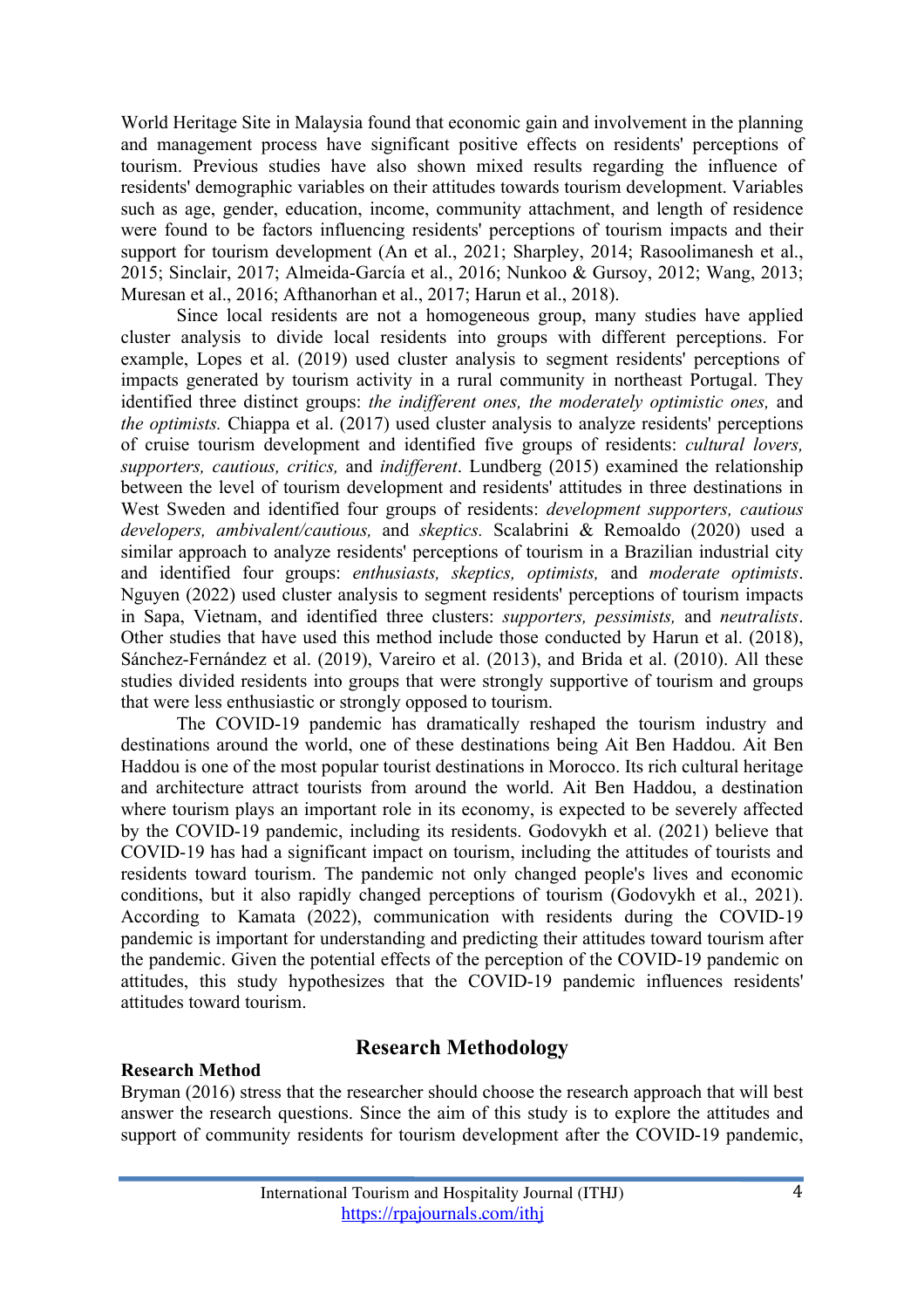World Heritage Site in Malaysia found that economic gain and involvement in the planning and management process have significant positive effects on residents' perceptions of tourism. Previous studies have also shown mixed results regarding the influence of residents' demographic variables on their attitudes towards tourism development. Variables such as age, gender, education, income, community attachment, and length of residence were found to be factors influencing residents' perceptions of tourism impacts and their support for tourism development (An et al., 2021; Sharpley, 2014; Rasoolimanesh et al., 2015; Sinclair, 2017; Almeida-García et al., 2016; Nunkoo & Gursoy, 2012; Wang, 2013; Muresan et al., 2016; Afthanorhan et al., 2017; Harun et al., 2018).

Since local residents are not a homogeneous group, many studies have applied cluster analysis to divide local residents into groups with different perceptions. For example, Lopes et al. (2019) used cluster analysis to segment residents' perceptions of impacts generated by tourism activity in a rural community in northeast Portugal. They identified three distinct groups: *the indifferent ones, the moderately optimistic ones,* and *the optimists.* Chiappa et al. (2017) used cluster analysis to analyze residents' perceptions of cruise tourism development and identified five groups of residents: *cultural lovers, supporters, cautious, critics,* and *indifferent*. Lundberg (2015) examined the relationship between the level of tourism development and residents' attitudes in three destinations in West Sweden and identified four groups of residents: *development supporters, cautious developers, ambivalent/cautious,* and *skeptics.* Scalabrini & Remoaldo (2020) used a similar approach to analyze residents' perceptions of tourism in a Brazilian industrial city and identified four groups: *enthusiasts, skeptics, optimists,* and *moderate optimists*. Nguyen (2022) used cluster analysis to segment residents' perceptions of tourism impacts in Sapa, Vietnam, and identified three clusters: *supporters, pessimists,* and *neutralists*. Other studies that have used this method include those conducted by Harun et al. (2018), Sánchez-Fernández et al. (2019), Vareiro et al. (2013), and Brida et al. (2010). All these studies divided residents into groups that were strongly supportive of tourism and groups that were less enthusiastic or strongly opposed to tourism.

The COVID-19 pandemic has dramatically reshaped the tourism industry and destinations around the world, one of these destinations being Ait Ben Haddou. Ait Ben Haddou is one of the most popular tourist destinations in Morocco. Its rich cultural heritage and architecture attract tourists from around the world. Ait Ben Haddou, a destination where tourism plays an important role in its economy, is expected to be severely affected by the COVID-19 pandemic, including its residents. Godovykh et al. (2021) believe that COVID-19 has had a significant impact on tourism, including the attitudes of tourists and residents toward tourism. The pandemic not only changed people's lives and economic conditions, but it also rapidly changed perceptions of tourism (Godovykh et al., 2021). According to Kamata (2022), communication with residents during the COVID-19 pandemic is important for understanding and predicting their attitudes toward tourism after the pandemic. Given the potential effects of the perception of the COVID-19 pandemic on attitudes, this study hypothesizes that the COVID-19 pandemic influences residents' attitudes toward tourism.

## Research Methodology

**Research Method**

Bryman (2016) stress that the researcher should choose the research approach that will best answer the research questions. Since the aim of this study is to explore the attitudes and support of community residents for tourism development after the COVID-19 pandemic,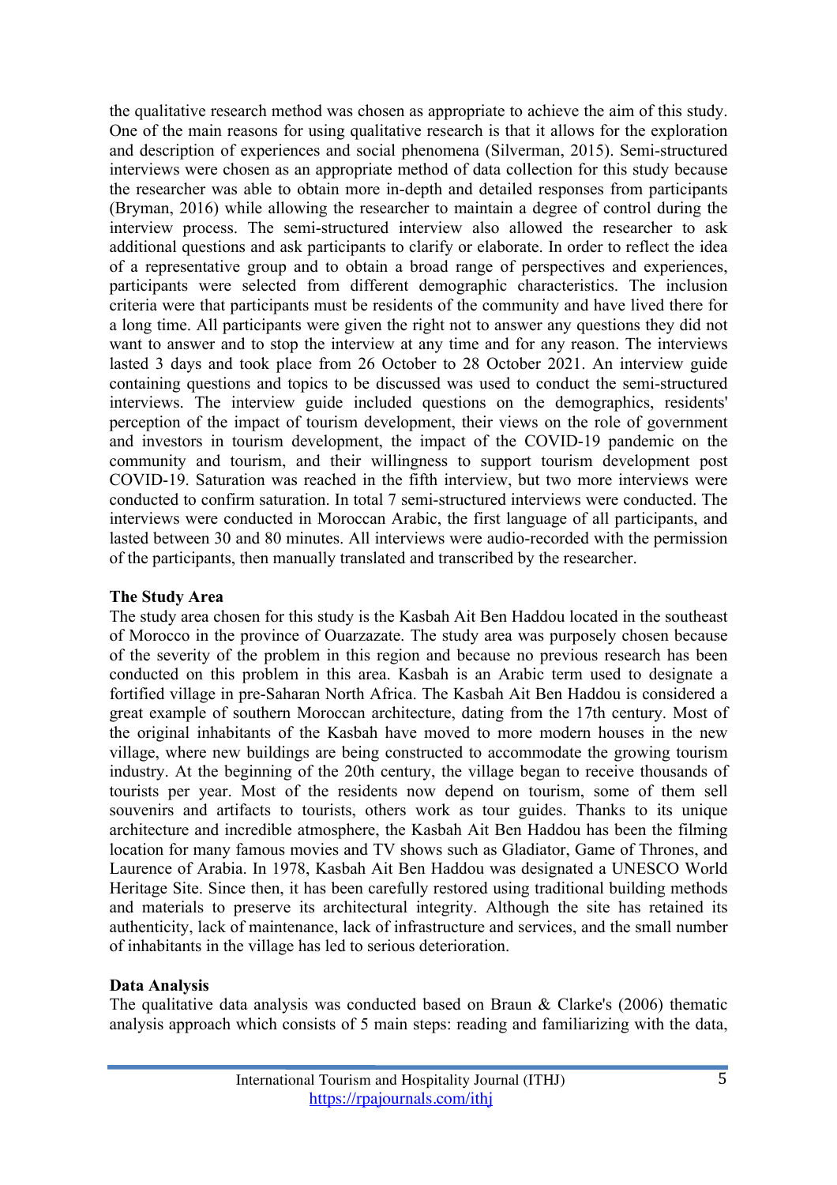the qualitative research method was chosen as appropriate to achieve the aim of this study. One of the main reasons for using qualitative research is that it allows for the exploration and description of experiences and social phenomena (Silverman, 2015). Semi-structured interviews were chosen as an appropriate method of data collection for this study because the researcher was able to obtain more in-depth and detailed responses from participants (Bryman, 2016) while allowing the researcher to maintain a degree of control during the interview process. The semi-structured interview also allowed the researcher to ask additional questions and ask participants to clarify or elaborate. In order to reflect the idea of a representative group and to obtain a broad range of perspectives and experiences, participants were selected from different demographic characteristics. The inclusion criteria were that participants must be residents of the community and have lived there for a long time. All participants were given the right not to answer any questions they did not want to answer and to stop the interview at any time and for any reason. The interviews lasted 3 days and took place from 26 October to 28 October 2021. An interview guide containing questions and topics to be discussed was used to conduct the semi-structured interviews. The interview guide included questions on the demographics, residents' perception of the impact of tourism development, their views on the role of government and investors in tourism development, the impact of the COVID-19 pandemic on the community and tourism, and their willingness to support tourism development post COVID-19. Saturation was reached in the fifth interview, but two more interviews were conducted to confirm saturation. In total 7 semi-structured interviews were conducted. The interviews were conducted in Moroccan Arabic, the first language of all participants, and lasted between 30 and 80 minutes. All interviews were audio-recorded with the permission of the participants, then manually translated and transcribed by the researcher.

**The Study Area**

The study area chosen for this study is the Kasbah Ait Ben Haddou located in the southeast of Morocco in the province of Ouarzazate. The study area was purposely chosen because of the severity of the problem in this region and because no previous research has been conducted on this problem in this area. Kasbah is an Arabic term used to designate a fortified village in pre-Saharan North Africa. The Kasbah Ait Ben Haddou is considered a great example of southern Moroccan architecture, dating from the 17th century. Most of the original inhabitants of the Kasbah have moved to more modern houses in the new village, where new buildings are being constructed to accommodate the growing tourism industry. At the beginning of the 20th century, the village began to receive thousands of tourists per year. Most of the residents now depend on tourism, some of them sell souvenirs and artifacts to tourists, others work as tour guides. Thanks to its unique architecture and incredible atmosphere, the Kasbah Ait Ben Haddou has been the filming location for many famous movies and TV shows such as Gladiator, Game of Thrones, and Laurence of Arabia. In 1978, Kasbah Ait Ben Haddou was designated a UNESCO World Heritage Site. Since then, it has been carefully restored using traditional building methods and materials to preserve its architectural integrity. Although the site has retained its authenticity, lack of maintenance, lack of infrastructure and services, and the small number of inhabitants in the village has led to serious deterioration.

**Data Analysis**

The qualitative data analysis was conducted based on Braun & Clarke's (2006) thematic analysis approach which consists of 5 main steps: reading and familiarizing with the data,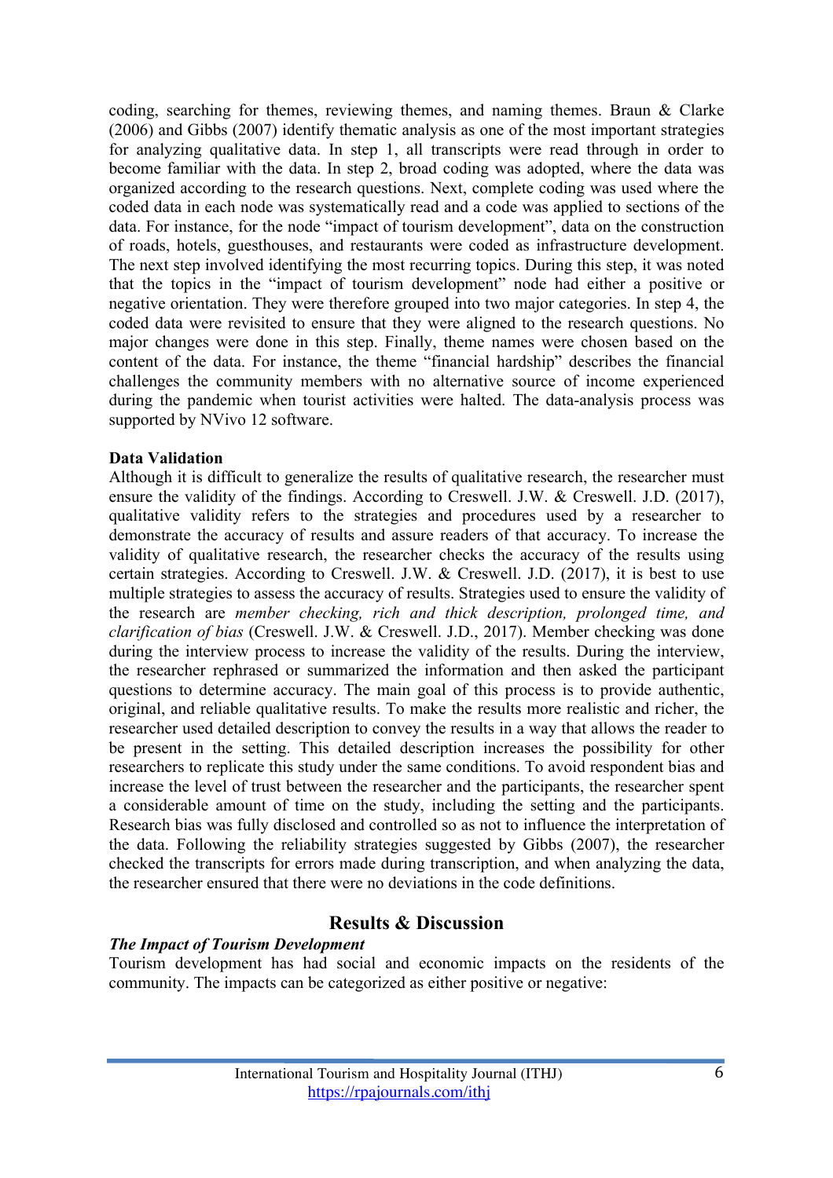coding, searching for themes, reviewing themes, and naming themes. Braun & Clarke (2006) and Gibbs (2007) identify thematic analysis as one of the most important strategies for analyzing qualitative data. In step 1, all transcripts were read through in order to become familiar with the data. In step 2, broad coding was adopted, where the data was organized according to the research questions. Next, complete coding was used where the coded data in each node was systematically read and a code was applied to sections of the data. For instance, for the node "impact of tourism development", data on the construction of roads, hotels, guesthouses, and restaurants were coded as infrastructure development. The next step involved identifying the most recurring topics. During this step, it was noted that the topics in the "impact of tourism development" node had either a positive or negative orientation. They were therefore grouped into two major categories. In step 4, the coded data were revisited to ensure that they were aligned to the research questions. No major changes were done in this step. Finally, theme names were chosen based on the content of the data. For instance, the theme "financial hardship" describes the financial challenges the community members with no alternative source of income experienced during the pandemic when tourist activities were halted. The data-analysis process was supported by NVivo 12 software.

**Data Validation**

Although it is difficult to generalize the results of qualitative research, the researcher must ensure the validity of the findings. According to Creswell. J.W. & Creswell. J.D. (2017), qualitative validity refers to the strategies and procedures used by a researcher to demonstrate the accuracy of results and assure readers of that accuracy. To increase the validity of qualitative research, the researcher checks the accuracy of the results using certain strategies. According to Creswell. J.W. & Creswell. J.D. (2017), it is best to use multiple strategies to assess the accuracy of results. Strategies used to ensure the validity of the research are *member checking, rich and thick description, prolonged time, and clarification of bias* (Creswell. J.W. & Creswell. J.D., 2017). Member checking was done during the interview process to increase the validity of the results. During the interview, the researcher rephrased or summarized the information and then asked the participant questions to determine accuracy. The main goal of this process is to provide authentic, original, and reliable qualitative results. To make the results more realistic and richer, the researcher used detailed description to convey the results in a way that allows the reader to be present in the setting. This detailed description increases the possibility for other researchers to replicate this study under the same conditions. To avoid respondent bias and increase the level of trust between the researcher and the participants, the researcher spent a considerable amount of time on the study, including the setting and the participants. Research bias was fully disclosed and controlled so as not to influence the interpretation of the data. Following the reliability strategies suggested by Gibbs (2007), the researcher checked the transcripts for errors made during transcription, and when analyzing the data, the researcher ensured that there were no deviations in the code definitions.

## Results & Discussion

***The Impact of Tourism Development***

Tourism development has had social and economic impacts on the residents of the community. The impacts can be categorized as either positive or negative: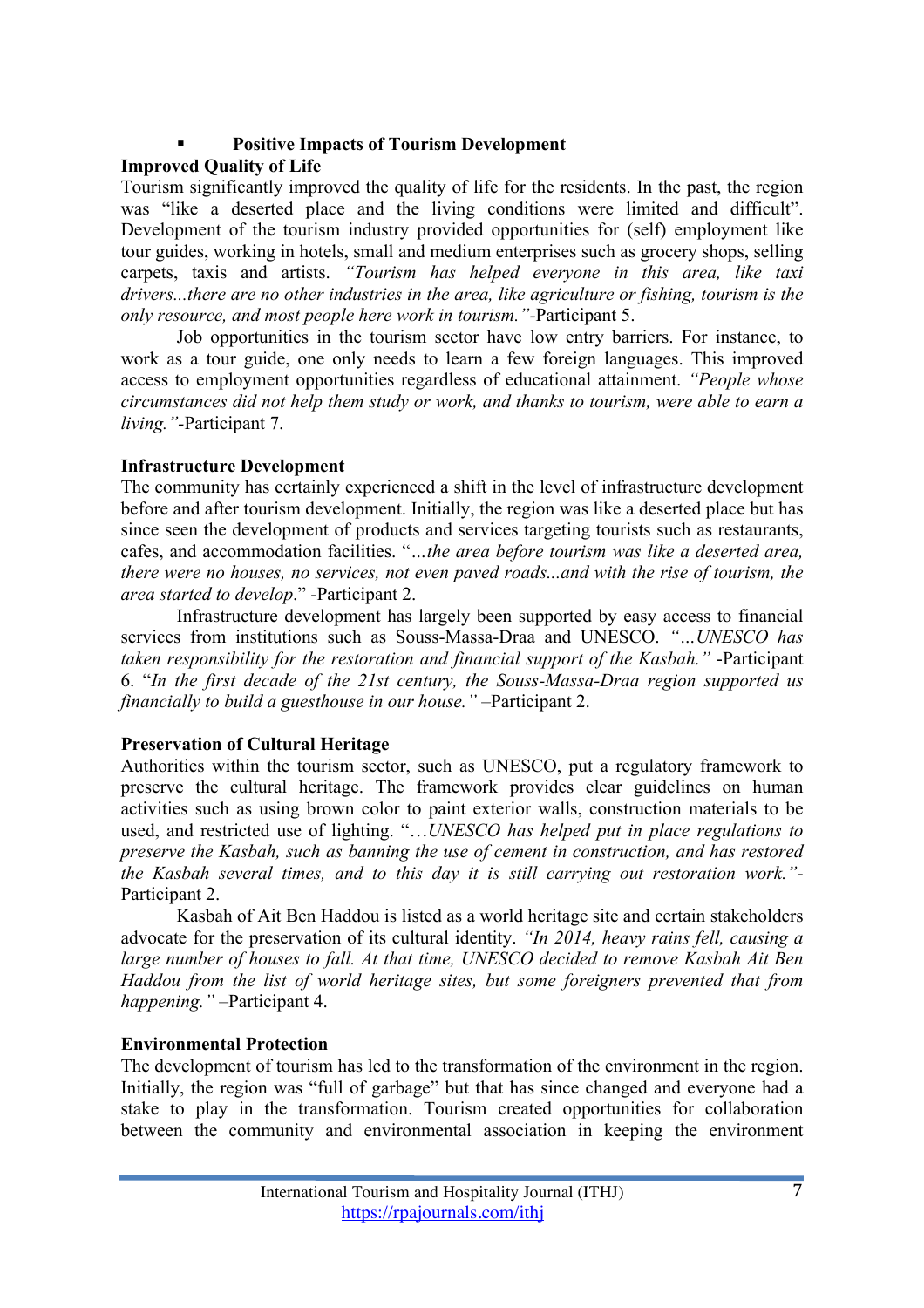- **Positive Impacts of Tourism Development**

**Improved Quality of Life**

Tourism significantly improved the quality of life for the residents. In the past, the region was "like a deserted place and the living conditions were limited and difficult". Development of the tourism industry provided opportunities for (self) employment like tour guides, working in hotels, small and medium enterprises such as grocery shops, selling carpets, taxis and artists. *"Tourism has helped everyone in this area, like taxi drivers...there are no other industries in the area, like agriculture or fishing, tourism is the only resource, and most people here work in tourism."*-Participant 5.

Job opportunities in the tourism sector have low entry barriers. For instance, to work as a tour guide, one only needs to learn a few foreign languages. This improved access to employment opportunities regardless of educational attainment. *"People whose circumstances did not help them study or work, and thanks to tourism, were able to earn a living."*-Participant 7.

**Infrastructure Development**

The community has certainly experienced a shift in the level of infrastructure development before and after tourism development. Initially, the region was like a deserted place but has since seen the development of products and services targeting tourists such as restaurants, cafes, and accommodation facilities. "*...the area before tourism was like a deserted area, there were no houses, no services, not even paved roads...and with the rise of tourism, the area started to develop*." -Participant 2.

Infrastructure development has largely been supported by easy access to financial services from institutions such as Souss-Massa-Draa and UNESCO. *"…UNESCO has taken responsibility for the restoration and financial support of the Kasbah."* -Participant 6. "*In the first decade of the 21st century, the Souss-Massa-Draa region supported us financially to build a guesthouse in our house."* –Participant 2.

**Preservation of Cultural Heritage**

Authorities within the tourism sector, such as UNESCO, put a regulatory framework to preserve the cultural heritage. The framework provides clear guidelines on human activities such as using brown color to paint exterior walls, construction materials to be used, and restricted use of lighting. "*…UNESCO has helped put in place regulations to preserve the Kasbah, such as banning the use of cement in construction, and has restored the Kasbah several times, and to this day it is still carrying out restoration work."*-Participant 2.

Kasbah of Ait Ben Haddou is listed as a world heritage site and certain stakeholders advocate for the preservation of its cultural identity. *"In 2014, heavy rains fell, causing a large number of houses to fall. At that time, UNESCO decided to remove Kasbah Ait Ben Haddou from the list of world heritage sites, but some foreigners prevented that from happening."* –Participant 4.

**Environmental Protection**

The development of tourism has led to the transformation of the environment in the region. Initially, the region was "full of garbage" but that has since changed and everyone had a stake to play in the transformation. Tourism created opportunities for collaboration between the community and environmental association in keeping the environment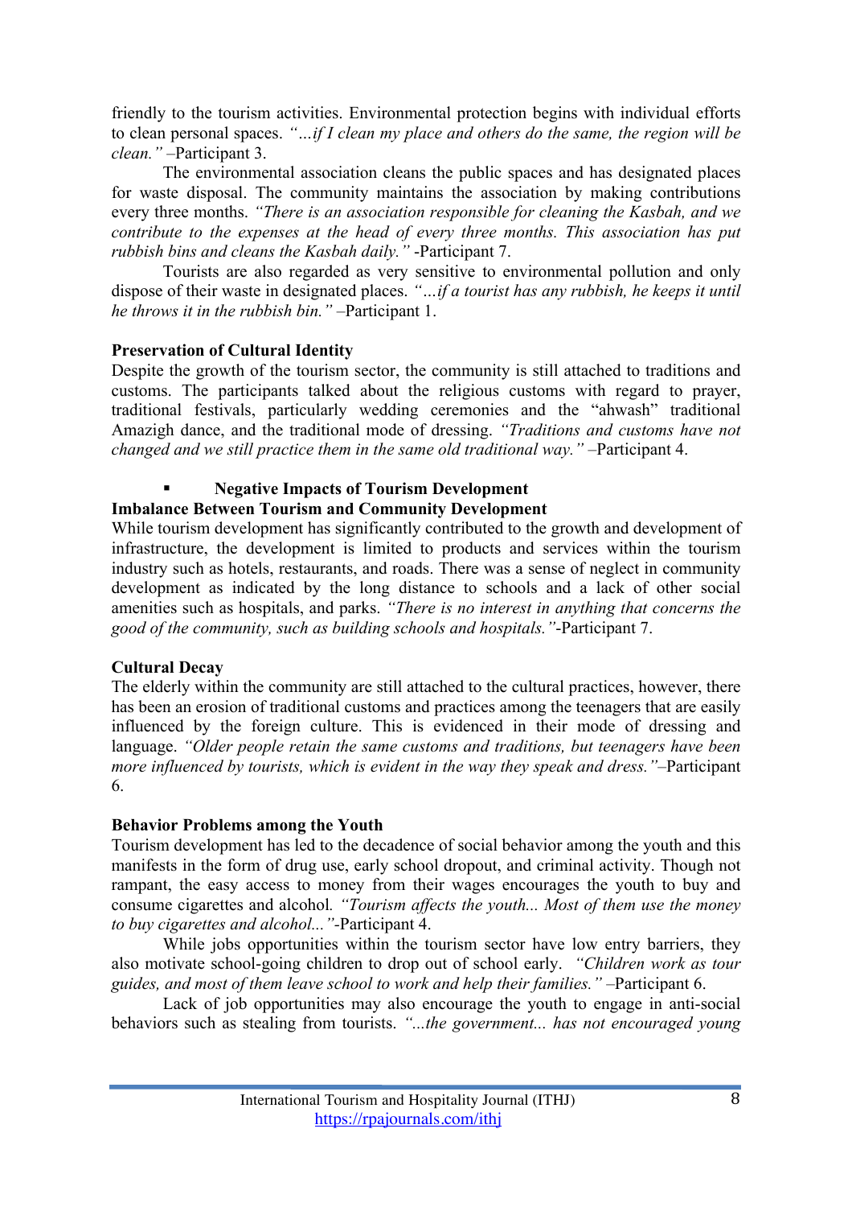friendly to the tourism activities. Environmental protection begins with individual efforts to clean personal spaces. *"…if I clean my place and others do the same, the region will be clean."* –Participant 3.

The environmental association cleans the public spaces and has designated places for waste disposal. The community maintains the association by making contributions every three months. *"There is an association responsible for cleaning the Kasbah, and we contribute to the expenses at the head of every three months. This association has put rubbish bins and cleans the Kasbah daily."* -Participant 7.

Tourists are also regarded as very sensitive to environmental pollution and only dispose of their waste in designated places. *"…if a tourist has any rubbish, he keeps it until he throws it in the rubbish bin."* –Participant 1.

**Preservation of Cultural Identity**

Despite the growth of the tourism sector, the community is still attached to traditions and customs. The participants talked about the religious customs with regard to prayer, traditional festivals, particularly wedding ceremonies and the "ahwash" traditional Amazigh dance, and the traditional mode of dressing. *"Traditions and customs have not changed and we still practice them in the same old traditional way."* –Participant 4.

- **Negative Impacts of Tourism Development**

**Imbalance Between Tourism and Community Development**

While tourism development has significantly contributed to the growth and development of infrastructure, the development is limited to products and services within the tourism industry such as hotels, restaurants, and roads. There was a sense of neglect in community development as indicated by the long distance to schools and a lack of other social amenities such as hospitals, and parks. *"There is no interest in anything that concerns the good of the community, such as building schools and hospitals."*-Participant 7.

**Cultural Decay**

The elderly within the community are still attached to the cultural practices, however, there has been an erosion of traditional customs and practices among the teenagers that are easily influenced by the foreign culture. This is evidenced in their mode of dressing and language. *"Older people retain the same customs and traditions, but teenagers have been more influenced by tourists, which is evident in the way they speak and dress."*–Participant 6.

**Behavior Problems among the Youth**

Tourism development has led to the decadence of social behavior among the youth and this manifests in the form of drug use, early school dropout, and criminal activity. Though not rampant, the easy access to money from their wages encourages the youth to buy and consume cigarettes and alcohol. *"Tourism affects the youth... Most of them use the money to buy cigarettes and alcohol..."*-Participant 4.

While jobs opportunities within the tourism sector have low entry barriers, they also motivate school-going children to drop out of school early. *"Children work as tour guides, and most of them leave school to work and help their families."* –Participant 6.

Lack of job opportunities may also encourage the youth to engage in anti-social behaviors such as stealing from tourists. *"...the government... has not encouraged young*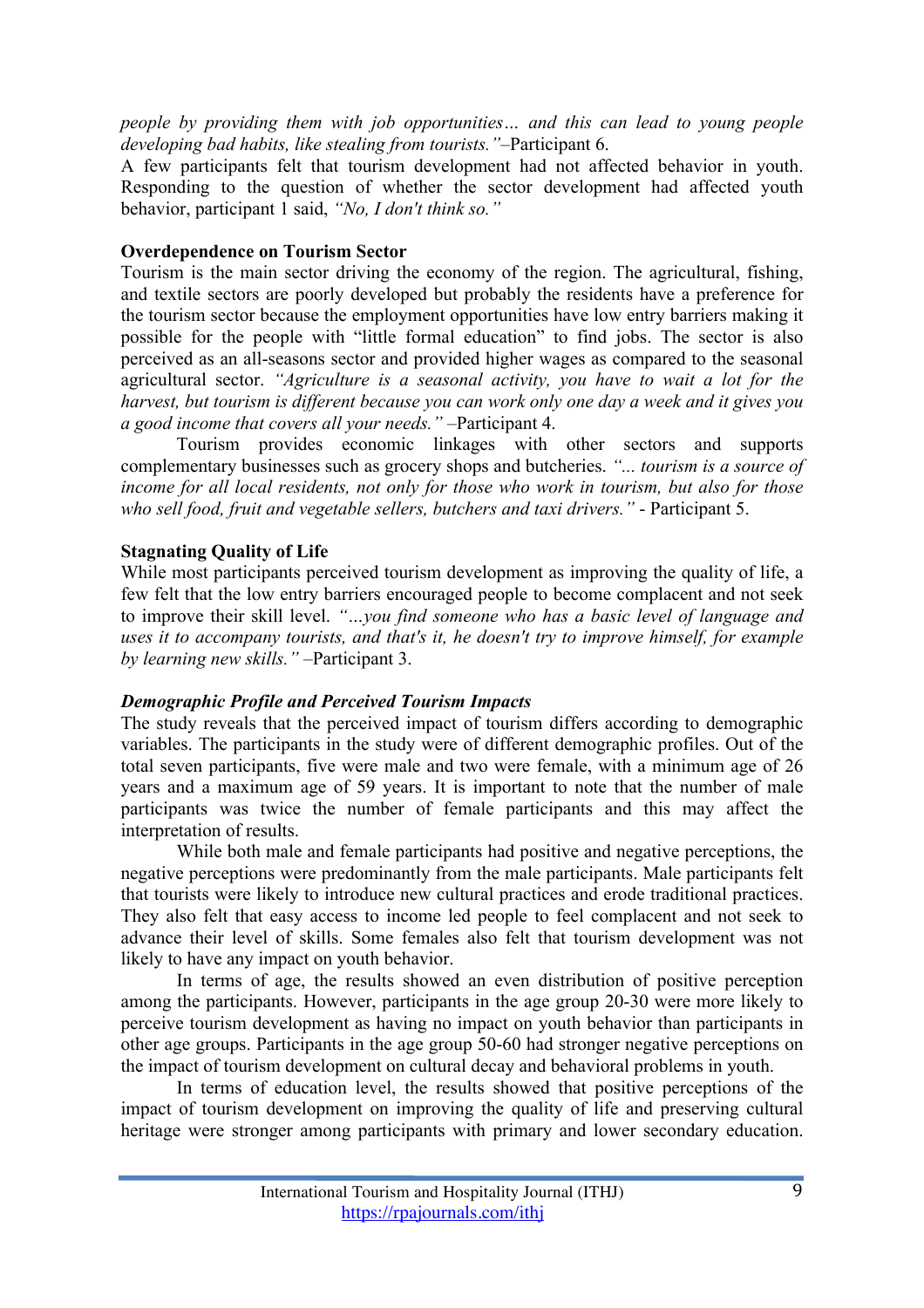*people by providing them with job opportunities… and this can lead to young people developing bad habits, like stealing from tourists."*–Participant 6.

A few participants felt that tourism development had not affected behavior in youth. Responding to the question of whether the sector development had affected youth behavior, participant 1 said, *"No, I don't think so."*

**Overdependence on Tourism Sector**

Tourism is the main sector driving the economy of the region. The agricultural, fishing, and textile sectors are poorly developed but probably the residents have a preference for the tourism sector because the employment opportunities have low entry barriers making it possible for the people with "little formal education" to find jobs. The sector is also perceived as an all-seasons sector and provided higher wages as compared to the seasonal agricultural sector. *"Agriculture is a seasonal activity, you have to wait a lot for the harvest, but tourism is different because you can work only one day a week and it gives you a good income that covers all your needs."* –Participant 4.

Tourism provides economic linkages with other sectors and supports complementary businesses such as grocery shops and butcheries. *"... tourism is a source of income for all local residents, not only for those who work in tourism, but also for those who sell food, fruit and vegetable sellers, butchers and taxi drivers."* - Participant 5.

**Stagnating Quality of Life**

While most participants perceived tourism development as improving the quality of life, a few felt that the low entry barriers encouraged people to become complacent and not seek to improve their skill level. *"…you find someone who has a basic level of language and uses it to accompany tourists, and that's it, he doesn't try to improve himself, for example by learning new skills."* –Participant 3.

***Demographic Profile and Perceived Tourism Impacts***

The study reveals that the perceived impact of tourism differs according to demographic variables. The participants in the study were of different demographic profiles. Out of the total seven participants, five were male and two were female, with a minimum age of 26 years and a maximum age of 59 years. It is important to note that the number of male participants was twice the number of female participants and this may affect the interpretation of results.

While both male and female participants had positive and negative perceptions, the negative perceptions were predominantly from the male participants. Male participants felt that tourists were likely to introduce new cultural practices and erode traditional practices. They also felt that easy access to income led people to feel complacent and not seek to advance their level of skills. Some females also felt that tourism development was not likely to have any impact on youth behavior.

In terms of age, the results showed an even distribution of positive perception among the participants. However, participants in the age group 20-30 were more likely to perceive tourism development as having no impact on youth behavior than participants in other age groups. Participants in the age group 50-60 had stronger negative perceptions on the impact of tourism development on cultural decay and behavioral problems in youth.

In terms of education level, the results showed that positive perceptions of the impact of tourism development on improving the quality of life and preserving cultural heritage were stronger among participants with primary and lower secondary education.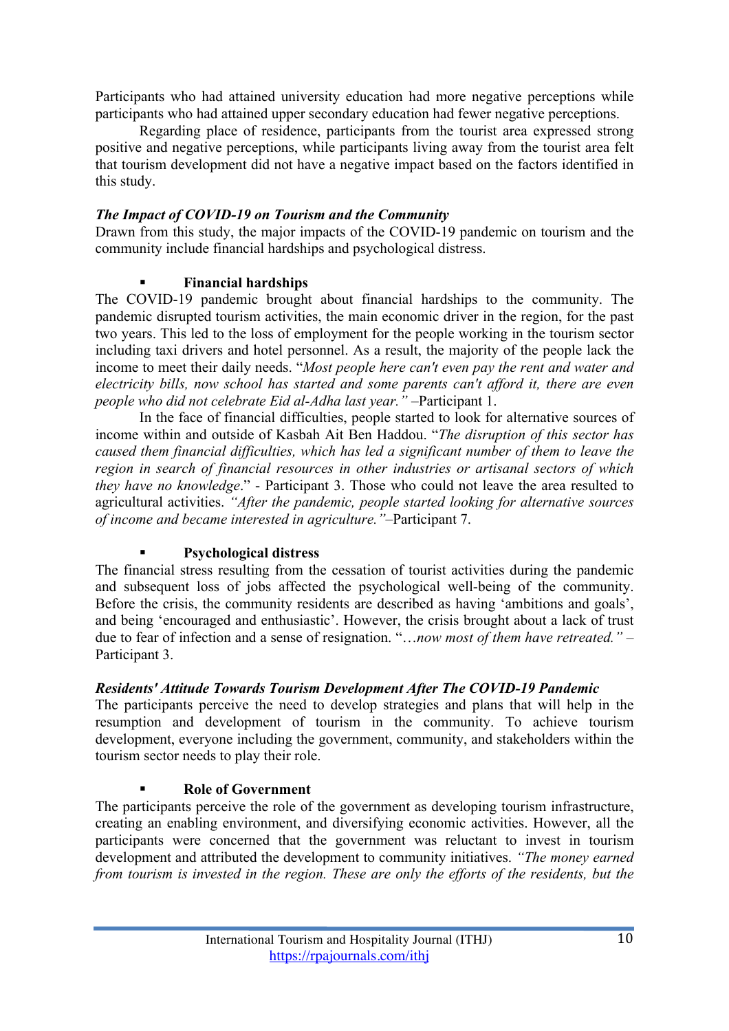Participants who had attained university education had more negative perceptions while participants who had attained upper secondary education had fewer negative perceptions.

Regarding place of residence, participants from the tourist area expressed strong positive and negative perceptions, while participants living away from the tourist area felt that tourism development did not have a negative impact based on the factors identified in this study.

### *The Impact of COVID-19 on Tourism and the Community*

Drawn from this study, the major impacts of the COVID-19 pandemic on tourism and the community include financial hardships and psychological distress.

- **Financial hardships**

The COVID-19 pandemic brought about financial hardships to the community. The pandemic disrupted tourism activities, the main economic driver in the region, for the past two years. This led to the loss of employment for the people working in the tourism sector including taxi drivers and hotel personnel. As a result, the majority of the people lack the income to meet their daily needs. "*Most people here can't even pay the rent and water and electricity bills, now school has started and some parents can't afford it, there are even people who did not celebrate Eid al-Adha last year."* –Participant 1.

In the face of financial difficulties, people started to look for alternative sources of income within and outside of Kasbah Ait Ben Haddou. "*The disruption of this sector has caused them financial difficulties, which has led a significant number of them to leave the region in search of financial resources in other industries or artisanal sectors of which they have no knowledge*." - Participant 3. Those who could not leave the area resulted to agricultural activities. *"After the pandemic, people started looking for alternative sources of income and became interested in agriculture."*–Participant 7.

- **Psychological distress**

The financial stress resulting from the cessation of tourist activities during the pandemic and subsequent loss of jobs affected the psychological well-being of the community. Before the crisis, the community residents are described as having 'ambitions and goals', and being 'encouraged and enthusiastic'. However, the crisis brought about a lack of trust due to fear of infection and a sense of resignation. "*…now most of them have retreated." –* Participant 3.

### *Residents' Attitude Towards Tourism Development After The COVID-19 Pandemic*

The participants perceive the need to develop strategies and plans that will help in the resumption and development of tourism in the community. To achieve tourism development, everyone including the government, community, and stakeholders within the tourism sector needs to play their role.

- **Role of Government**

The participants perceive the role of the government as developing tourism infrastructure, creating an enabling environment, and diversifying economic activities. However, all the participants were concerned that the government was reluctant to invest in tourism development and attributed the development to community initiatives. *"The money earned from tourism is invested in the region. These are only the efforts of the residents, but the*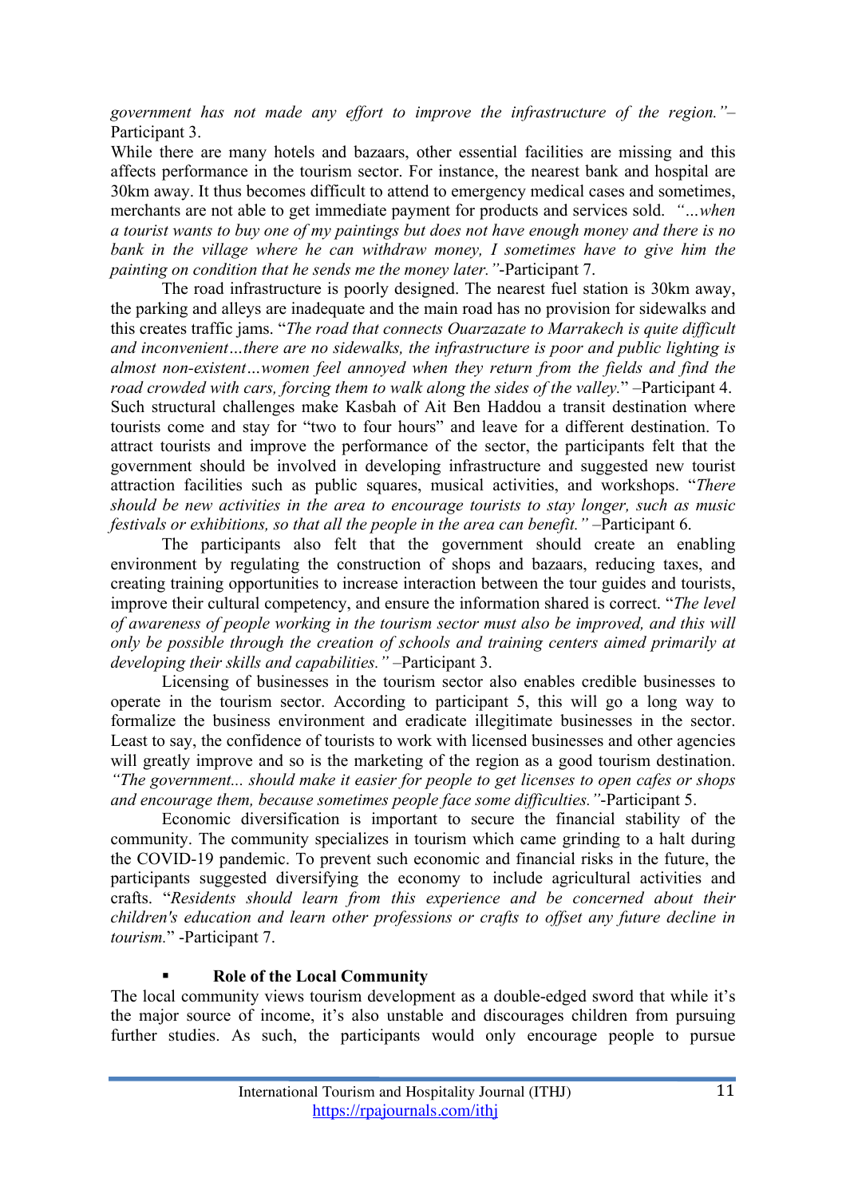*government has not made any effort to improve the infrastructure of the region."*– Participant 3.

While there are many hotels and bazaars, other essential facilities are missing and this affects performance in the tourism sector. For instance, the nearest bank and hospital are 30km away. It thus becomes difficult to attend to emergency medical cases and sometimes, merchants are not able to get immediate payment for products and services sold. *"…when a tourist wants to buy one of my paintings but does not have enough money and there is no bank in the village where he can withdraw money, I sometimes have to give him the painting on condition that he sends me the money later."*-Participant 7.

The road infrastructure is poorly designed. The nearest fuel station is 30km away, the parking and alleys are inadequate and the main road has no provision for sidewalks and this creates traffic jams. "*The road that connects Ouarzazate to Marrakech is quite difficult and inconvenient…there are no sidewalks, the infrastructure is poor and public lighting is almost non-existent…women feel annoyed when they return from the fields and find the road crowded with cars, forcing them to walk along the sides of the valley.*" –Participant 4. Such structural challenges make Kasbah of Ait Ben Haddou a transit destination where tourists come and stay for "two to four hours" and leave for a different destination. To attract tourists and improve the performance of the sector, the participants felt that the government should be involved in developing infrastructure and suggested new tourist attraction facilities such as public squares, musical activities, and workshops. "*There should be new activities in the area to encourage tourists to stay longer, such as music festivals or exhibitions, so that all the people in the area can benefit."* –Participant 6.

The participants also felt that the government should create an enabling environment by regulating the construction of shops and bazaars, reducing taxes, and creating training opportunities to increase interaction between the tour guides and tourists, improve their cultural competency, and ensure the information shared is correct. "*The level of awareness of people working in the tourism sector must also be improved, and this will only be possible through the creation of schools and training centers aimed primarily at developing their skills and capabilities."* –Participant 3.

Licensing of businesses in the tourism sector also enables credible businesses to operate in the tourism sector. According to participant 5, this will go a long way to formalize the business environment and eradicate illegitimate businesses in the sector. Least to say, the confidence of tourists to work with licensed businesses and other agencies will greatly improve and so is the marketing of the region as a good tourism destination. *"The government... should make it easier for people to get licenses to open cafes or shops and encourage them, because sometimes people face some difficulties."*-Participant 5.

Economic diversification is important to secure the financial stability of the community. The community specializes in tourism which came grinding to a halt during the COVID-19 pandemic. To prevent such economic and financial risks in the future, the participants suggested diversifying the economy to include agricultural activities and crafts. "*Residents should learn from this experience and be concerned about their children's education and learn other professions or crafts to offset any future decline in tourism.*" -Participant 7.

- **Role of the Local Community**

The local community views tourism development as a double-edged sword that while it's the major source of income, it's also unstable and discourages children from pursuing further studies. As such, the participants would only encourage people to pursue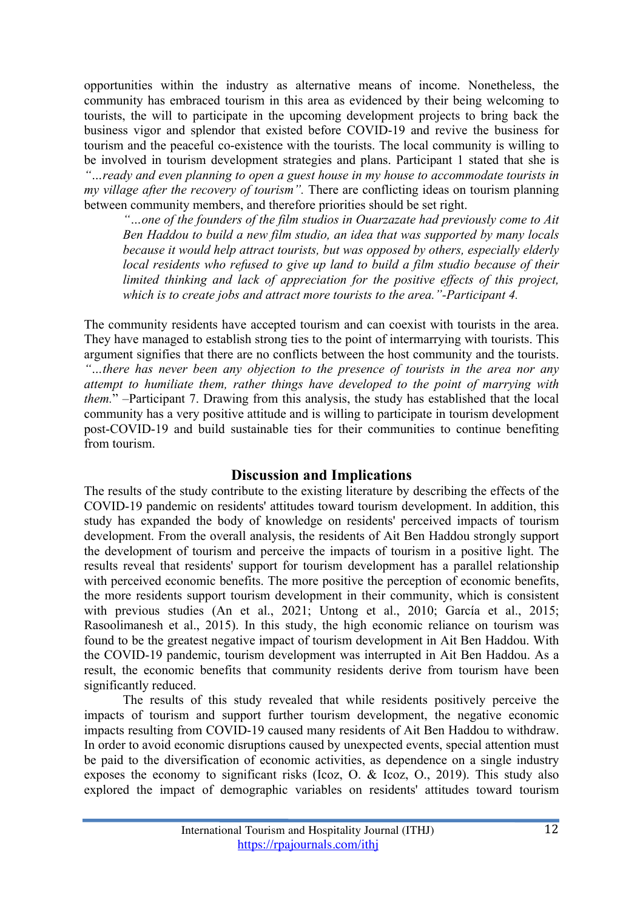opportunities within the industry as alternative means of income. Nonetheless, the community has embraced tourism in this area as evidenced by their being welcoming to tourists, the will to participate in the upcoming development projects to bring back the business vigor and splendor that existed before COVID-19 and revive the business for tourism and the peaceful co-existence with the tourists. The local community is willing to be involved in tourism development strategies and plans. Participant 1 stated that she is *"…ready and even planning to open a guest house in my house to accommodate tourists in my village after the recovery of tourism".* There are conflicting ideas on tourism planning between community members, and therefore priorities should be set right.

> *"…one of the founders of the film studios in Ouarzazate had previously come to Ait Ben Haddou to build a new film studio, an idea that was supported by many locals because it would help attract tourists, but was opposed by others, especially elderly local residents who refused to give up land to build a film studio because of their limited thinking and lack of appreciation for the positive effects of this project, which is to create jobs and attract more tourists to the area."-Participant 4.*

The community residents have accepted tourism and can coexist with tourists in the area. They have managed to establish strong ties to the point of intermarrying with tourists. This argument signifies that there are no conflicts between the host community and the tourists. *"…there has never been any objection to the presence of tourists in the area nor any attempt to humiliate them, rather things have developed to the point of marrying with them.*" –Participant 7. Drawing from this analysis, the study has established that the local community has a very positive attitude and is willing to participate in tourism development post-COVID-19 and build sustainable ties for their communities to continue benefiting from tourism.

## Discussion and Implications

The results of the study contribute to the existing literature by describing the effects of the COVID-19 pandemic on residents' attitudes toward tourism development. In addition, this study has expanded the body of knowledge on residents' perceived impacts of tourism development. From the overall analysis, the residents of Ait Ben Haddou strongly support the development of tourism and perceive the impacts of tourism in a positive light. The results reveal that residents' support for tourism development has a parallel relationship with perceived economic benefits. The more positive the perception of economic benefits, the more residents support tourism development in their community, which is consistent with previous studies (An et al., 2021; Untong et al., 2010; García et al., 2015; Rasoolimanesh et al., 2015). In this study, the high economic reliance on tourism was found to be the greatest negative impact of tourism development in Ait Ben Haddou. With the COVID-19 pandemic, tourism development was interrupted in Ait Ben Haddou. As a result, the economic benefits that community residents derive from tourism have been significantly reduced.

The results of this study revealed that while residents positively perceive the impacts of tourism and support further tourism development, the negative economic impacts resulting from COVID-19 caused many residents of Ait Ben Haddou to withdraw. In order to avoid economic disruptions caused by unexpected events, special attention must be paid to the diversification of economic activities, as dependence on a single industry exposes the economy to significant risks (Icoz, O. & Icoz, O., 2019). This study also explored the impact of demographic variables on residents' attitudes toward tourism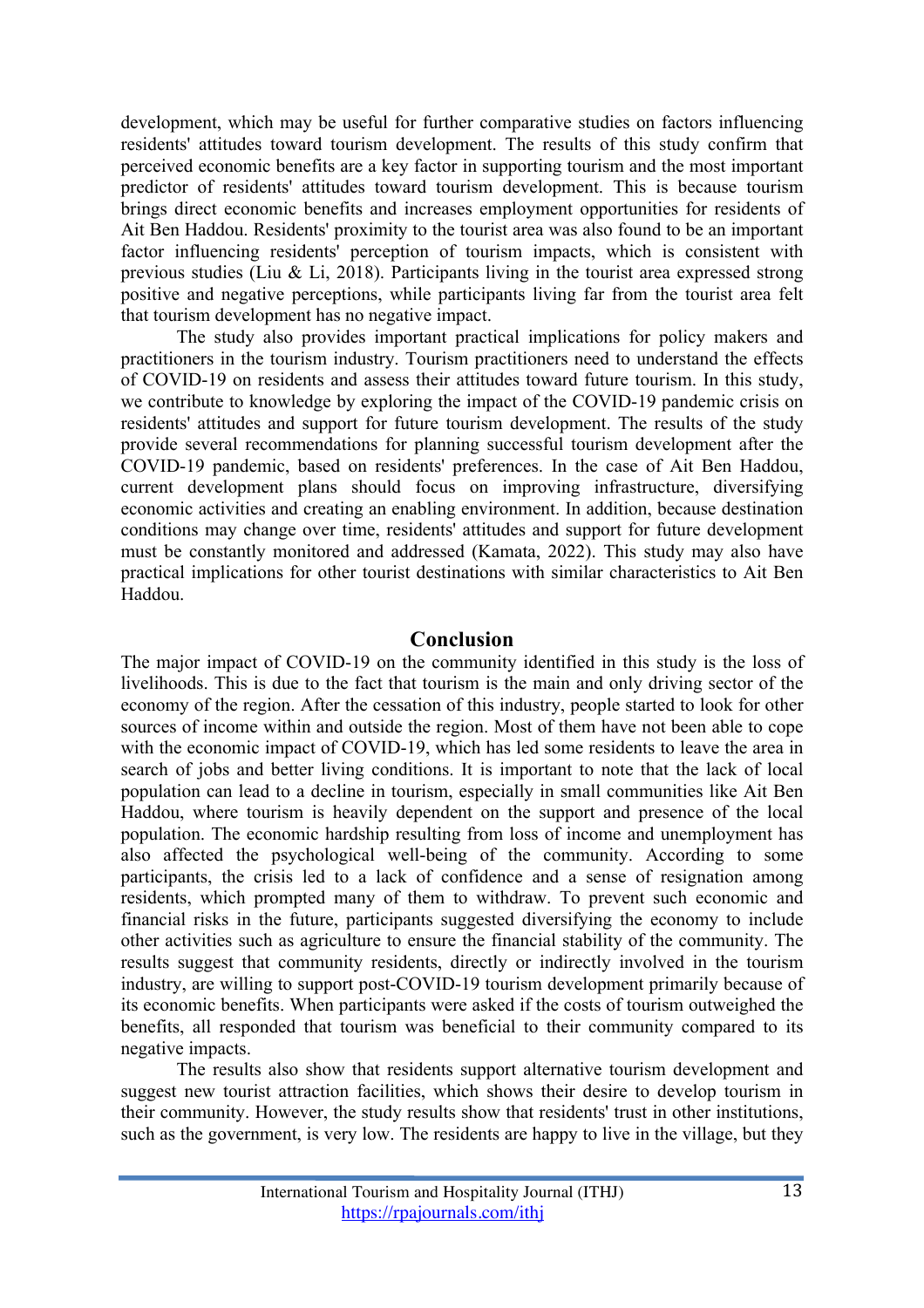development, which may be useful for further comparative studies on factors influencing residents' attitudes toward tourism development. The results of this study confirm that perceived economic benefits are a key factor in supporting tourism and the most important predictor of residents' attitudes toward tourism development. This is because tourism brings direct economic benefits and increases employment opportunities for residents of Ait Ben Haddou. Residents' proximity to the tourist area was also found to be an important factor influencing residents' perception of tourism impacts, which is consistent with previous studies (Liu & Li, 2018). Participants living in the tourist area expressed strong positive and negative perceptions, while participants living far from the tourist area felt that tourism development has no negative impact.

The study also provides important practical implications for policy makers and practitioners in the tourism industry. Tourism practitioners need to understand the effects of COVID-19 on residents and assess their attitudes toward future tourism. In this study, we contribute to knowledge by exploring the impact of the COVID-19 pandemic crisis on residents' attitudes and support for future tourism development. The results of the study provide several recommendations for planning successful tourism development after the COVID-19 pandemic, based on residents' preferences. In the case of Ait Ben Haddou, current development plans should focus on improving infrastructure, diversifying economic activities and creating an enabling environment. In addition, because destination conditions may change over time, residents' attitudes and support for future development must be constantly monitored and addressed (Kamata, 2022). This study may also have practical implications for other tourist destinations with similar characteristics to Ait Ben Haddou.

## Conclusion

The major impact of COVID-19 on the community identified in this study is the loss of livelihoods. This is due to the fact that tourism is the main and only driving sector of the economy of the region. After the cessation of this industry, people started to look for other sources of income within and outside the region. Most of them have not been able to cope with the economic impact of COVID-19, which has led some residents to leave the area in search of jobs and better living conditions. It is important to note that the lack of local population can lead to a decline in tourism, especially in small communities like Ait Ben Haddou, where tourism is heavily dependent on the support and presence of the local population. The economic hardship resulting from loss of income and unemployment has also affected the psychological well-being of the community. According to some participants, the crisis led to a lack of confidence and a sense of resignation among residents, which prompted many of them to withdraw. To prevent such economic and financial risks in the future, participants suggested diversifying the economy to include other activities such as agriculture to ensure the financial stability of the community. The results suggest that community residents, directly or indirectly involved in the tourism industry, are willing to support post-COVID-19 tourism development primarily because of its economic benefits. When participants were asked if the costs of tourism outweighed the benefits, all responded that tourism was beneficial to their community compared to its negative impacts.

The results also show that residents support alternative tourism development and suggest new tourist attraction facilities, which shows their desire to develop tourism in their community. However, the study results show that residents' trust in other institutions, such as the government, is very low. The residents are happy to live in the village, but they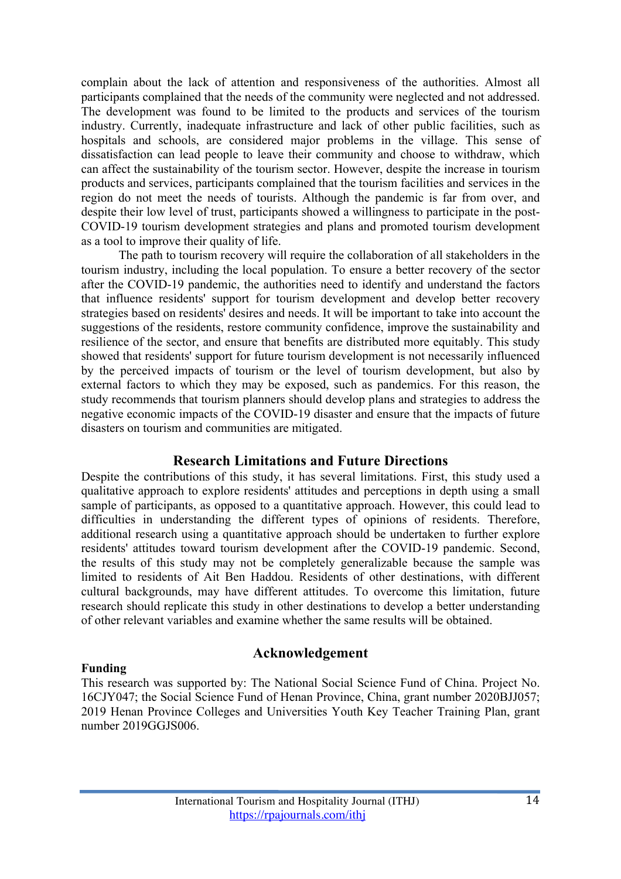complain about the lack of attention and responsiveness of the authorities. Almost all participants complained that the needs of the community were neglected and not addressed. The development was found to be limited to the products and services of the tourism industry. Currently, inadequate infrastructure and lack of other public facilities, such as hospitals and schools, are considered major problems in the village. This sense of dissatisfaction can lead people to leave their community and choose to withdraw, which can affect the sustainability of the tourism sector. However, despite the increase in tourism products and services, participants complained that the tourism facilities and services in the region do not meet the needs of tourists. Although the pandemic is far from over, and despite their low level of trust, participants showed a willingness to participate in the post-COVID-19 tourism development strategies and plans and promoted tourism development as a tool to improve their quality of life.

The path to tourism recovery will require the collaboration of all stakeholders in the tourism industry, including the local population. To ensure a better recovery of the sector after the COVID-19 pandemic, the authorities need to identify and understand the factors that influence residents' support for tourism development and develop better recovery strategies based on residents' desires and needs. It will be important to take into account the suggestions of the residents, restore community confidence, improve the sustainability and resilience of the sector, and ensure that benefits are distributed more equitably. This study showed that residents' support for future tourism development is not necessarily influenced by the perceived impacts of tourism or the level of tourism development, but also by external factors to which they may be exposed, such as pandemics. For this reason, the study recommends that tourism planners should develop plans and strategies to address the negative economic impacts of the COVID-19 disaster and ensure that the impacts of future disasters on tourism and communities are mitigated.

## Research Limitations and Future Directions

Despite the contributions of this study, it has several limitations. First, this study used a qualitative approach to explore residents' attitudes and perceptions in depth using a small sample of participants, as opposed to a quantitative approach. However, this could lead to difficulties in understanding the different types of opinions of residents. Therefore, additional research using a quantitative approach should be undertaken to further explore residents' attitudes toward tourism development after the COVID-19 pandemic. Second, the results of this study may not be completely generalizable because the sample was limited to residents of Ait Ben Haddou. Residents of other destinations, with different cultural backgrounds, may have different attitudes. To overcome this limitation, future research should replicate this study in other destinations to develop a better understanding of other relevant variables and examine whether the same results will be obtained.

## Acknowledgement

**Funding**

This research was supported by: The National Social Science Fund of China. Project No. 16CJY047; the Social Science Fund of Henan Province, China, grant number 2020BJJ057; 2019 Henan Province Colleges and Universities Youth Key Teacher Training Plan, grant number 2019GGJS006.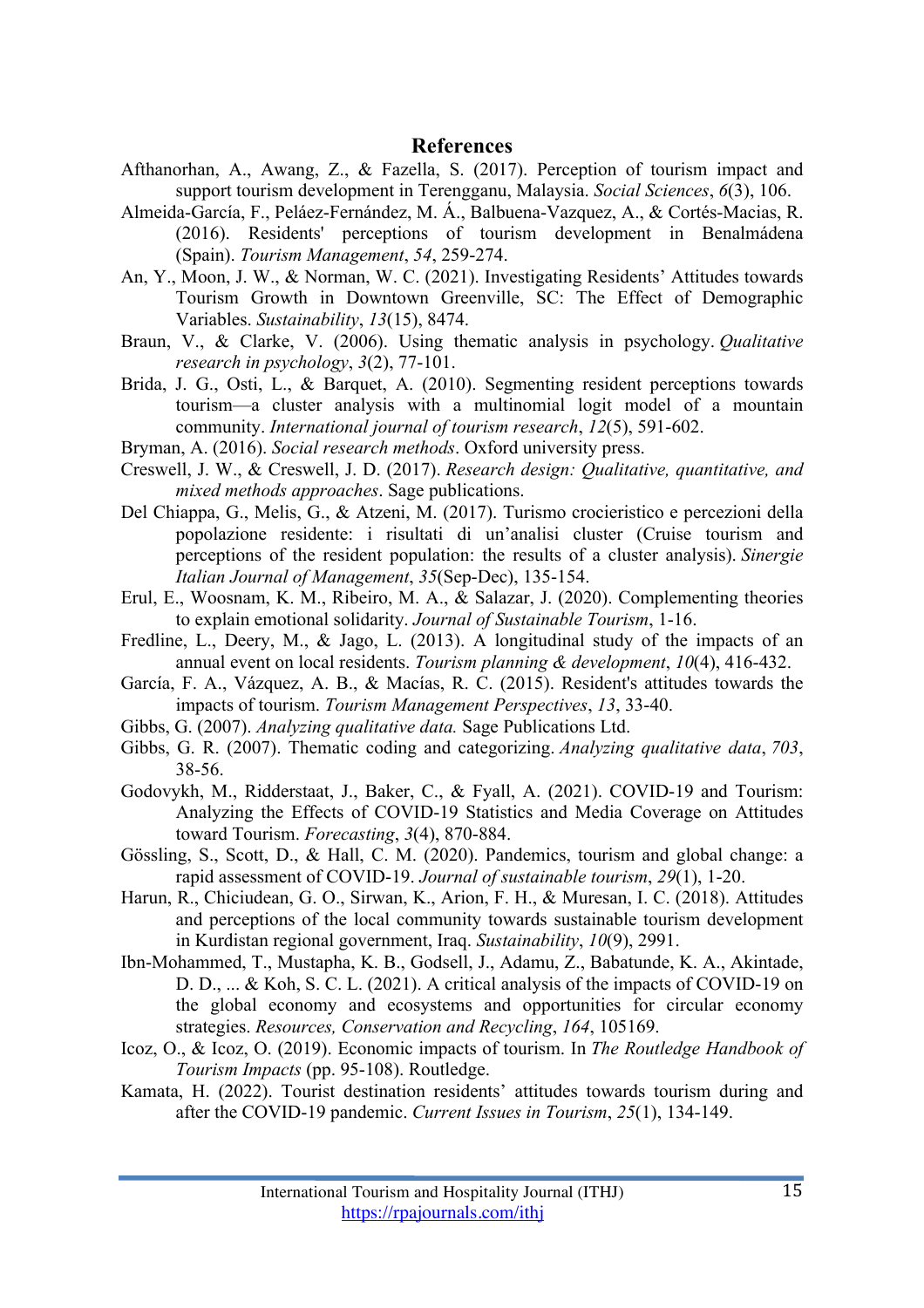## References

Afthanorhan, A., Awang, Z., & Fazella, S. (2017). Perception of tourism impact and support tourism development in Terengganu, Malaysia. *Social Sciences*, *6*(3), 106.

Almeida-García, F., Peláez-Fernández, M. Á., Balbuena-Vazquez, A., & Cortés-Macias, R. (2016). Residents' perceptions of tourism development in Benalmádena (Spain). *Tourism Management*, *54*, 259-274.

An, Y., Moon, J. W., & Norman, W. C. (2021). Investigating Residents' Attitudes towards Tourism Growth in Downtown Greenville, SC: The Effect of Demographic Variables. *Sustainability*, *13*(15), 8474.

Braun, V., & Clarke, V. (2006). Using thematic analysis in psychology. *Qualitative research in psychology*, *3*(2), 77-101.

Brida, J. G., Osti, L., & Barquet, A. (2010). Segmenting resident perceptions towards tourism—a cluster analysis with a multinomial logit model of a mountain community. *International journal of tourism research*, *12*(5), 591-602.

Bryman, A. (2016). *Social research methods*. Oxford university press.

Creswell, J. W., & Creswell, J. D. (2017). *Research design: Qualitative, quantitative, and mixed methods approaches*. Sage publications.

Del Chiappa, G., Melis, G., & Atzeni, M. (2017). Turismo crocieristico e percezioni della popolazione residente: i risultati di un'analisi cluster (Cruise tourism and perceptions of the resident population: the results of a cluster analysis). *Sinergie Italian Journal of Management*, *35*(Sep-Dec), 135-154.

Erul, E., Woosnam, K. M., Ribeiro, M. A., & Salazar, J. (2020). Complementing theories to explain emotional solidarity. *Journal of Sustainable Tourism*, 1-16.

Fredline, L., Deery, M., & Jago, L. (2013). A longitudinal study of the impacts of an annual event on local residents. *Tourism planning & development*, *10*(4), 416-432.

García, F. A., Vázquez, A. B., & Macías, R. C. (2015). Resident's attitudes towards the impacts of tourism. *Tourism Management Perspectives*, *13*, 33-40.

Gibbs, G. (2007). *Analyzing qualitative data.* Sage Publications Ltd.

Gibbs, G. R. (2007). Thematic coding and categorizing. *Analyzing qualitative data*, *703*, 38-56.

Godovykh, M., Ridderstaat, J., Baker, C., & Fyall, A. (2021). COVID-19 and Tourism: Analyzing the Effects of COVID-19 Statistics and Media Coverage on Attitudes toward Tourism. *Forecasting*, *3*(4), 870-884.

Gössling, S., Scott, D., & Hall, C. M. (2020). Pandemics, tourism and global change: a rapid assessment of COVID-19. *Journal of sustainable tourism*, *29*(1), 1-20.

Harun, R., Chiciudean, G. O., Sirwan, K., Arion, F. H., & Muresan, I. C. (2018). Attitudes and perceptions of the local community towards sustainable tourism development in Kurdistan regional government, Iraq. *Sustainability*, *10*(9), 2991.

Ibn-Mohammed, T., Mustapha, K. B., Godsell, J., Adamu, Z., Babatunde, K. A., Akintade, D. D., ... & Koh, S. C. L. (2021). A critical analysis of the impacts of COVID-19 on the global economy and ecosystems and opportunities for circular economy strategies. *Resources, Conservation and Recycling*, *164*, 105169.

Icoz, O., & Icoz, O. (2019). Economic impacts of tourism. In *The Routledge Handbook of Tourism Impacts* (pp. 95-108). Routledge.

Kamata, H. (2022). Tourist destination residents' attitudes towards tourism during and after the COVID-19 pandemic. *Current Issues in Tourism*, *25*(1), 134-149.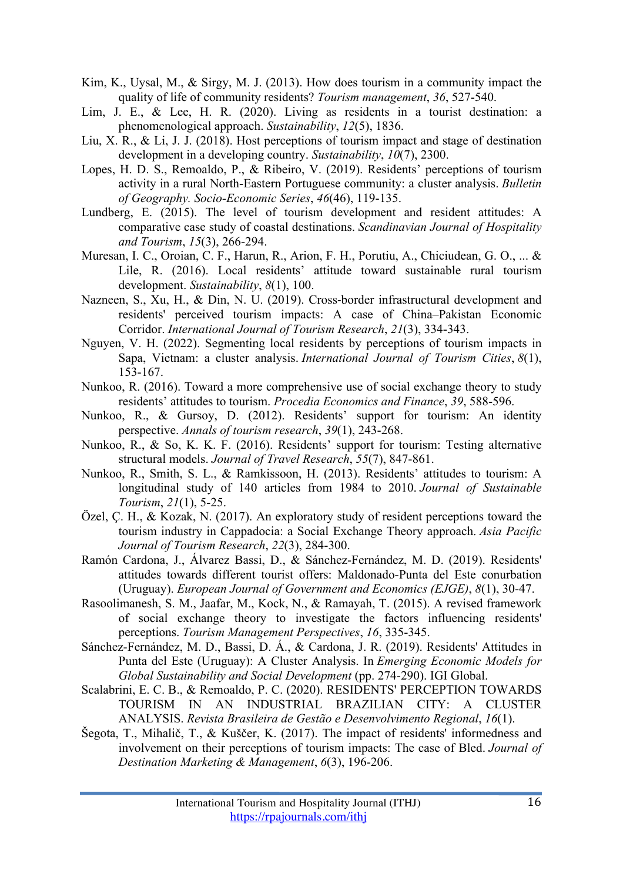Kim, K., Uysal, M., & Sirgy, M. J. (2013). How does tourism in a community impact the quality of life of community residents? *Tourism management*, *36*, 527-540.

Lim, J. E., & Lee, H. R. (2020). Living as residents in a tourist destination: a phenomenological approach. *Sustainability*, *12*(5), 1836.

Liu, X. R., & Li, J. J. (2018). Host perceptions of tourism impact and stage of destination development in a developing country. *Sustainability*, *10*(7), 2300.

Lopes, H. D. S., Remoaldo, P., & Ribeiro, V. (2019). Residents' perceptions of tourism activity in a rural North-Eastern Portuguese community: a cluster analysis. *Bulletin of Geography. Socio-Economic Series*, *46*(46), 119-135.

Lundberg, E. (2015). The level of tourism development and resident attitudes: A comparative case study of coastal destinations. *Scandinavian Journal of Hospitality and Tourism*, *15*(3), 266-294.

Muresan, I. C., Oroian, C. F., Harun, R., Arion, F. H., Porutiu, A., Chiciudean, G. O., ... & Lile, R. (2016). Local residents' attitude toward sustainable rural tourism development. *Sustainability*, *8*(1), 100.

Nazneen, S., Xu, H., & Din, N. U. (2019). Cross-border infrastructural development and residents' perceived tourism impacts: A case of China–Pakistan Economic Corridor. *International Journal of Tourism Research*, *21*(3), 334-343.

Nguyen, V. H. (2022). Segmenting local residents by perceptions of tourism impacts in Sapa, Vietnam: a cluster analysis. *International Journal of Tourism Cities*, *8*(1), 153-167.

Nunkoo, R. (2016). Toward a more comprehensive use of social exchange theory to study residents' attitudes to tourism. *Procedia Economics and Finance*, *39*, 588-596.

Nunkoo, R., & Gursoy, D. (2012). Residents' support for tourism: An identity perspective. *Annals of tourism research*, *39*(1), 243-268.

Nunkoo, R., & So, K. K. F. (2016). Residents' support for tourism: Testing alternative structural models. *Journal of Travel Research*, *55*(7), 847-861.

Nunkoo, R., Smith, S. L., & Ramkissoon, H. (2013). Residents' attitudes to tourism: A longitudinal study of 140 articles from 1984 to 2010. *Journal of Sustainable Tourism*, *21*(1), 5-25.

Özel, Ç. H., & Kozak, N. (2017). An exploratory study of resident perceptions toward the tourism industry in Cappadocia: a Social Exchange Theory approach. *Asia Pacific Journal of Tourism Research*, *22*(3), 284-300.

Ramón Cardona, J., Álvarez Bassi, D., & Sánchez-Fernández, M. D. (2019). Residents' attitudes towards different tourist offers: Maldonado-Punta del Este conurbation (Uruguay). *European Journal of Government and Economics (EJGE)*, *8*(1), 30-47.

Rasoolimanesh, S. M., Jaafar, M., Kock, N., & Ramayah, T. (2015). A revised framework of social exchange theory to investigate the factors influencing residents' perceptions. *Tourism Management Perspectives*, *16*, 335-345.

Sánchez-Fernández, M. D., Bassi, D. Á., & Cardona, J. R. (2019). Residents' Attitudes in Punta del Este (Uruguay): A Cluster Analysis. In *Emerging Economic Models for Global Sustainability and Social Development* (pp. 274-290). IGI Global.

Scalabrini, E. C. B., & Remoaldo, P. C. (2020). RESIDENTS' PERCEPTION TOWARDS TOURISM IN AN INDUSTRIAL BRAZILIAN CITY: A CLUSTER ANALYSIS. *Revista Brasileira de Gestão e Desenvolvimento Regional*, *16*(1).

Šegota, T., Mihalič, T., & Kuščer, K. (2017). The impact of residents' informedness and involvement on their perceptions of tourism impacts: The case of Bled. *Journal of Destination Marketing & Management*, *6*(3), 196-206.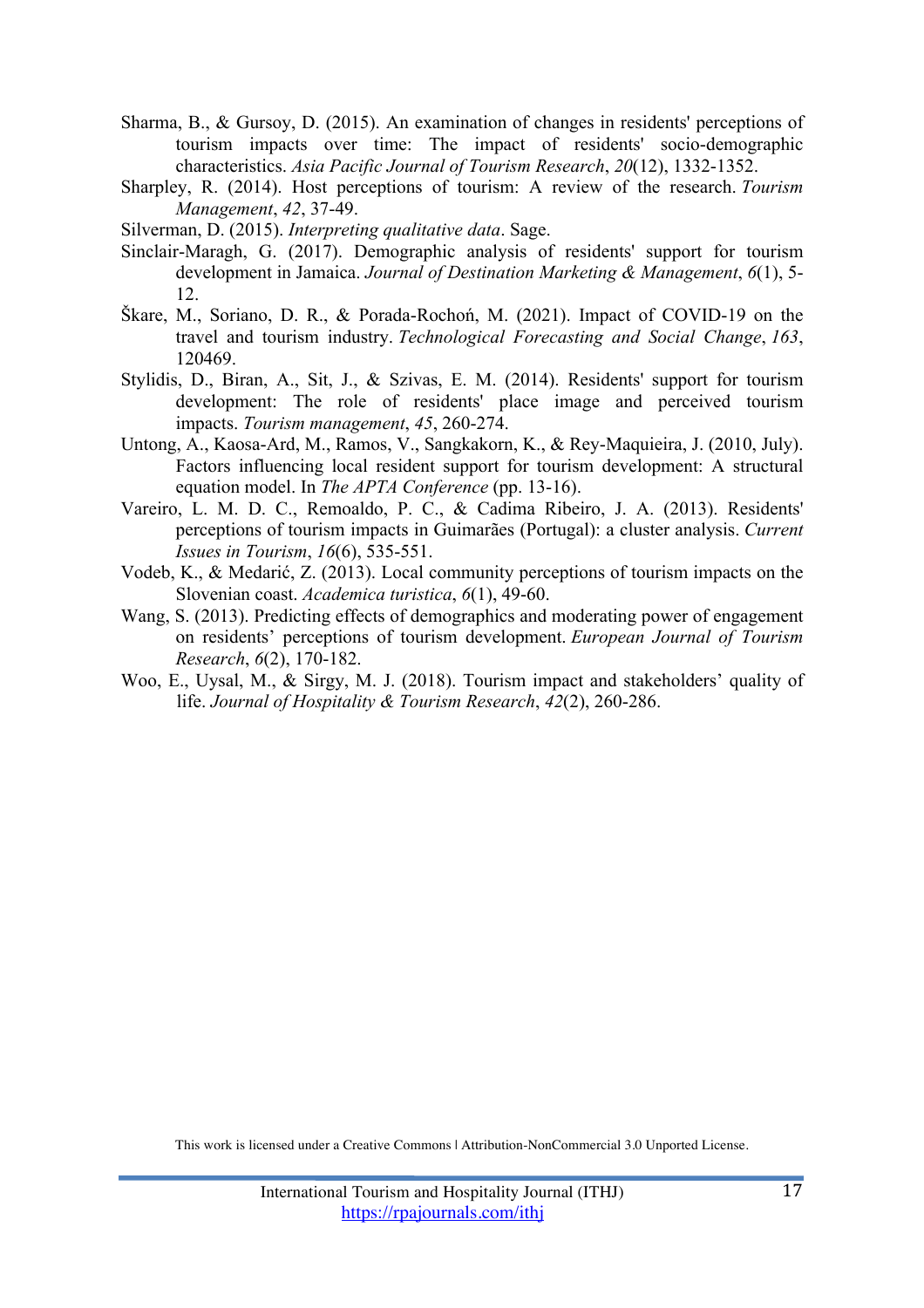Sharma, B., & Gursoy, D. (2015). An examination of changes in residents' perceptions of tourism impacts over time: The impact of residents' socio-demographic characteristics. *Asia Pacific Journal of Tourism Research*, *20*(12), 1332-1352.

Sharpley, R. (2014). Host perceptions of tourism: A review of the research. *Tourism Management*, *42*, 37-49.

Silverman, D. (2015). *Interpreting qualitative data*. Sage.

Sinclair-Maragh, G. (2017). Demographic analysis of residents' support for tourism development in Jamaica. *Journal of Destination Marketing & Management*, *6*(1), 5-12.

Škare, M., Soriano, D. R., & Porada-Rochoń, M. (2021). Impact of COVID-19 on the travel and tourism industry. *Technological Forecasting and Social Change*, *163*, 120469.

Stylidis, D., Biran, A., Sit, J., & Szivas, E. M. (2014). Residents' support for tourism development: The role of residents' place image and perceived tourism impacts. *Tourism management*, *45*, 260-274.

Untong, A., Kaosa-Ard, M., Ramos, V., Sangkakorn, K., & Rey-Maquieira, J. (2010, July). Factors influencing local resident support for tourism development: A structural equation model. In *The APTA Conference* (pp. 13-16).

Vareiro, L. M. D. C., Remoaldo, P. C., & Cadima Ribeiro, J. A. (2013). Residents' perceptions of tourism impacts in Guimarães (Portugal): a cluster analysis. *Current Issues in Tourism*, *16*(6), 535-551.

Vodeb, K., & Medarić, Z. (2013). Local community perceptions of tourism impacts on the Slovenian coast. *Academica turistica*, *6*(1), 49-60.

Wang, S. (2013). Predicting effects of demographics and moderating power of engagement on residents' perceptions of tourism development. *European Journal of Tourism Research*, *6*(2), 170-182.

Woo, E., Uysal, M., & Sirgy, M. J. (2018). Tourism impact and stakeholders' quality of life. *Journal of Hospitality & Tourism Research*, *42*(2), 260-286.

This work is licensed under a Creative Commons | Attribution-NonCommercial 3.0 Unported License.